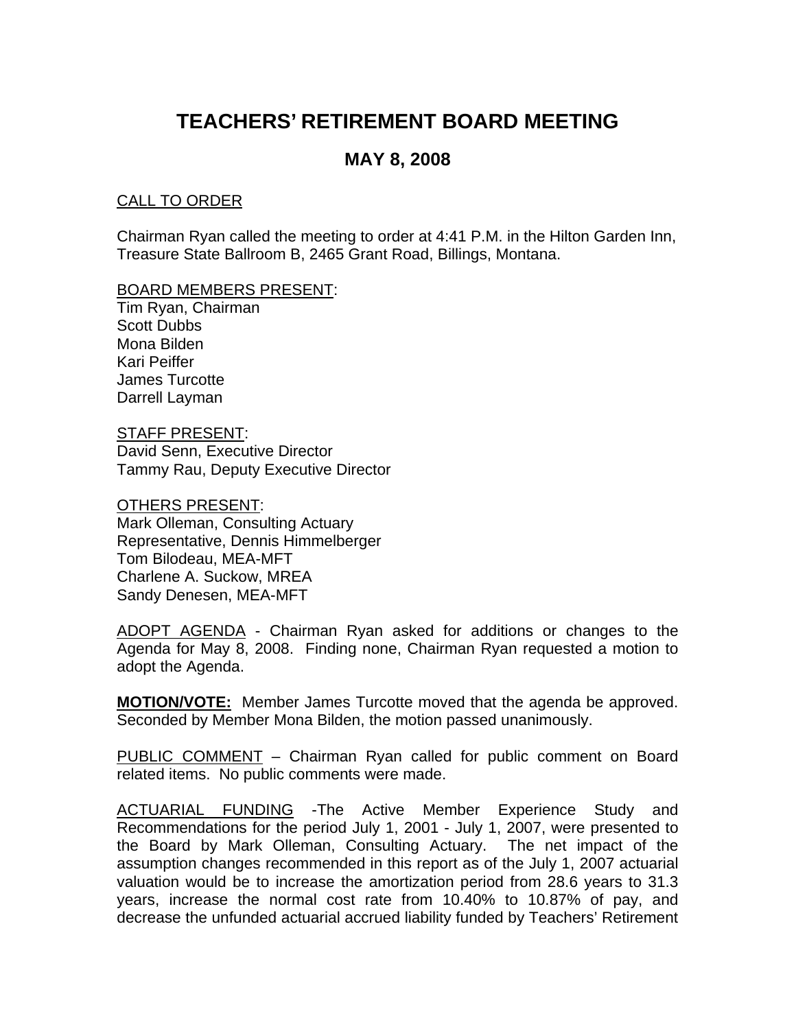# TEACHERS' RETIREMENT BOARD MEETING

## MAY 8, 2008

CALL TO ORDER

Chairman Ryan called the meeting to order at 4:41 P.M. in the Hilton Garden Inn, Treasure State Ballroom B, 2465 Grant Road, Billings, Montana.

BOARD MEMBERS PRESENT:
Tim Ryan, Chairman
Scott Dubbs
Mona Bilden
Kari Peiffer
James Turcotte
Darrell Layman

STAFF PRESENT:
David Senn, Executive Director
Tammy Rau, Deputy Executive Director

OTHERS PRESENT:
Mark Olleman, Consulting Actuary
Representative, Dennis Himmelberger
Tom Bilodeau, MEA-MFT
Charlene A. Suckow, MREA
Sandy Denesen, MEA-MFT

ADOPT AGENDA - Chairman Ryan asked for additions or changes to the Agenda for May 8, 2008. Finding none, Chairman Ryan requested a motion to adopt the Agenda.

**MOTION/VOTE:** Member James Turcotte moved that the agenda be approved. Seconded by Member Mona Bilden, the motion passed unanimously.

PUBLIC COMMENT – Chairman Ryan called for public comment on Board related items. No public comments were made.

ACTUARIAL FUNDING -The Active Member Experience Study and Recommendations for the period July 1, 2001 - July 1, 2007, were presented to the Board by Mark Olleman, Consulting Actuary. The net impact of the assumption changes recommended in this report as of the July 1, 2007 actuarial valuation would be to increase the amortization period from 28.6 years to 31.3 years, increase the normal cost rate from 10.40% to 10.87% of pay, and decrease the unfunded actuarial accrued liability funded by Teachers' Retirement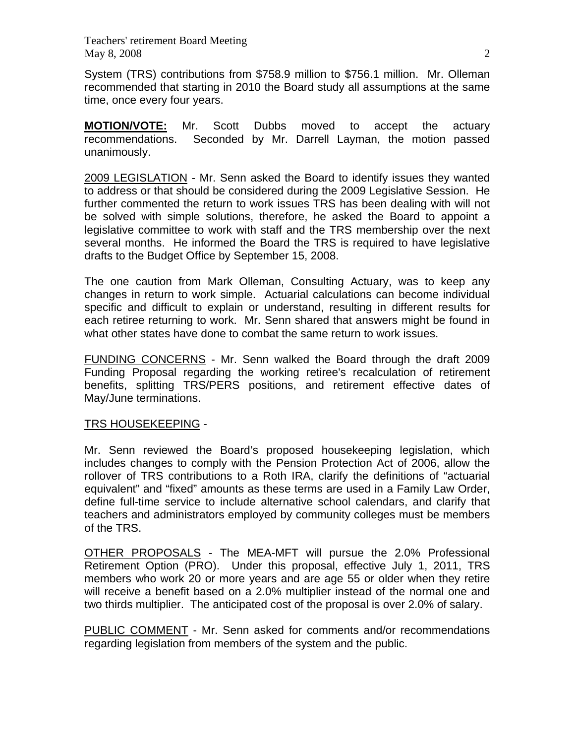System (TRS) contributions from $758.9 million to $756.1 million. Mr. Olleman recommended that starting in 2010 the Board study all assumptions at the same time, once every four years.

**MOTION/VOTE:** Mr. Scott Dubbs moved to accept the actuary recommendations. Seconded by Mr. Darrell Layman, the motion passed unanimously.

2009 LEGISLATION - Mr. Senn asked the Board to identify issues they wanted to address or that should be considered during the 2009 Legislative Session. He further commented the return to work issues TRS has been dealing with will not be solved with simple solutions, therefore, he asked the Board to appoint a legislative committee to work with staff and the TRS membership over the next several months. He informed the Board the TRS is required to have legislative drafts to the Budget Office by September 15, 2008.

The one caution from Mark Olleman, Consulting Actuary, was to keep any changes in return to work simple. Actuarial calculations can become individual specific and difficult to explain or understand, resulting in different results for each retiree returning to work. Mr. Senn shared that answers might be found in what other states have done to combat the same return to work issues.

FUNDING CONCERNS - Mr. Senn walked the Board through the draft 2009 Funding Proposal regarding the working retiree's recalculation of retirement benefits, splitting TRS/PERS positions, and retirement effective dates of May/June terminations.

TRS HOUSEKEEPING -

Mr. Senn reviewed the Board's proposed housekeeping legislation, which includes changes to comply with the Pension Protection Act of 2006, allow the rollover of TRS contributions to a Roth IRA, clarify the definitions of "actuarial equivalent" and "fixed" amounts as these terms are used in a Family Law Order, define full-time service to include alternative school calendars, and clarify that teachers and administrators employed by community colleges must be members of the TRS.

OTHER PROPOSALS - The MEA-MFT will pursue the 2.0% Professional Retirement Option (PRO). Under this proposal, effective July 1, 2011, TRS members who work 20 or more years and are age 55 or older when they retire will receive a benefit based on a 2.0% multiplier instead of the normal one and two thirds multiplier. The anticipated cost of the proposal is over 2.0% of salary.

PUBLIC COMMENT - Mr. Senn asked for comments and/or recommendations regarding legislation from members of the system and the public.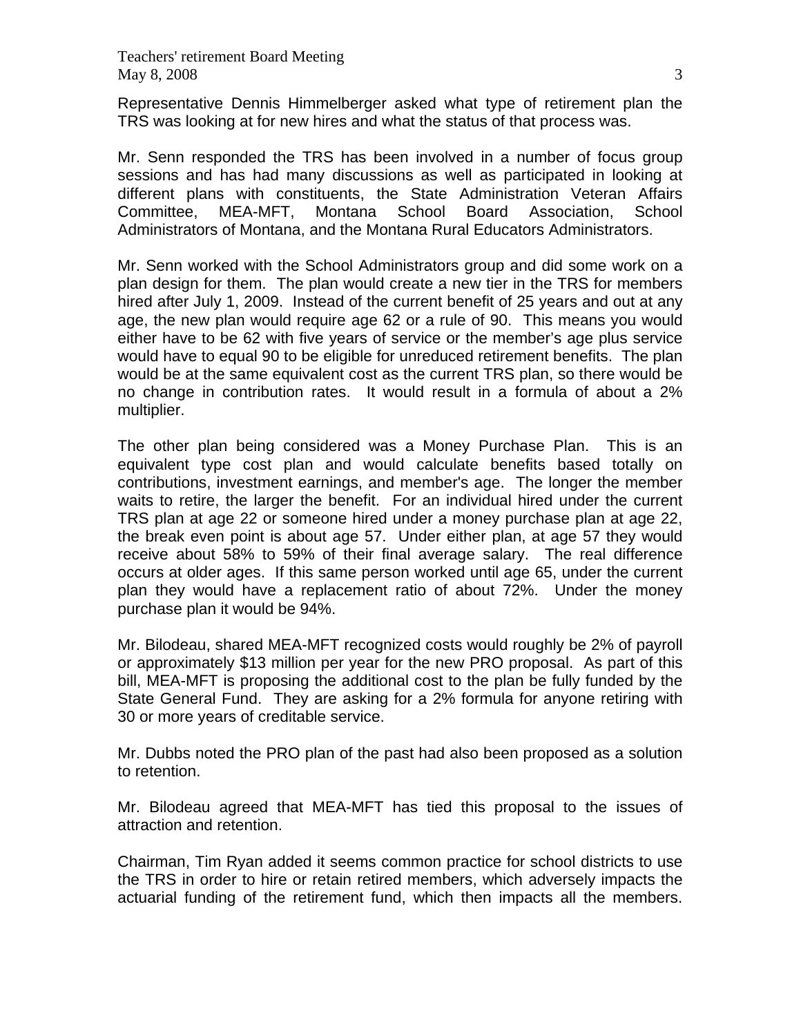Representative Dennis Himmelberger asked what type of retirement plan the TRS was looking at for new hires and what the status of that process was.

Mr. Senn responded the TRS has been involved in a number of focus group sessions and has had many discussions as well as participated in looking at different plans with constituents, the State Administration Veteran Affairs Committee, MEA-MFT, Montana School Board Association, School Administrators of Montana, and the Montana Rural Educators Administrators.

Mr. Senn worked with the School Administrators group and did some work on a plan design for them. The plan would create a new tier in the TRS for members hired after July 1, 2009. Instead of the current benefit of 25 years and out at any age, the new plan would require age 62 or a rule of 90. This means you would either have to be 62 with five years of service or the member's age plus service would have to equal 90 to be eligible for unreduced retirement benefits. The plan would be at the same equivalent cost as the current TRS plan, so there would be no change in contribution rates. It would result in a formula of about a 2% multiplier.

The other plan being considered was a Money Purchase Plan. This is an equivalent type cost plan and would calculate benefits based totally on contributions, investment earnings, and member's age. The longer the member waits to retire, the larger the benefit. For an individual hired under the current TRS plan at age 22 or someone hired under a money purchase plan at age 22, the break even point is about age 57. Under either plan, at age 57 they would receive about 58% to 59% of their final average salary. The real difference occurs at older ages. If this same person worked until age 65, under the current plan they would have a replacement ratio of about 72%. Under the money purchase plan it would be 94%.

Mr. Bilodeau, shared MEA-MFT recognized costs would roughly be 2% of payroll or approximately $13 million per year for the new PRO proposal. As part of this bill, MEA-MFT is proposing the additional cost to the plan be fully funded by the State General Fund. They are asking for a 2% formula for anyone retiring with 30 or more years of creditable service.

Mr. Dubbs noted the PRO plan of the past had also been proposed as a solution to retention.

Mr. Bilodeau agreed that MEA-MFT has tied this proposal to the issues of attraction and retention.

Chairman, Tim Ryan added it seems common practice for school districts to use the TRS in order to hire or retain retired members, which adversely impacts the actuarial funding of the retirement fund, which then impacts all the members.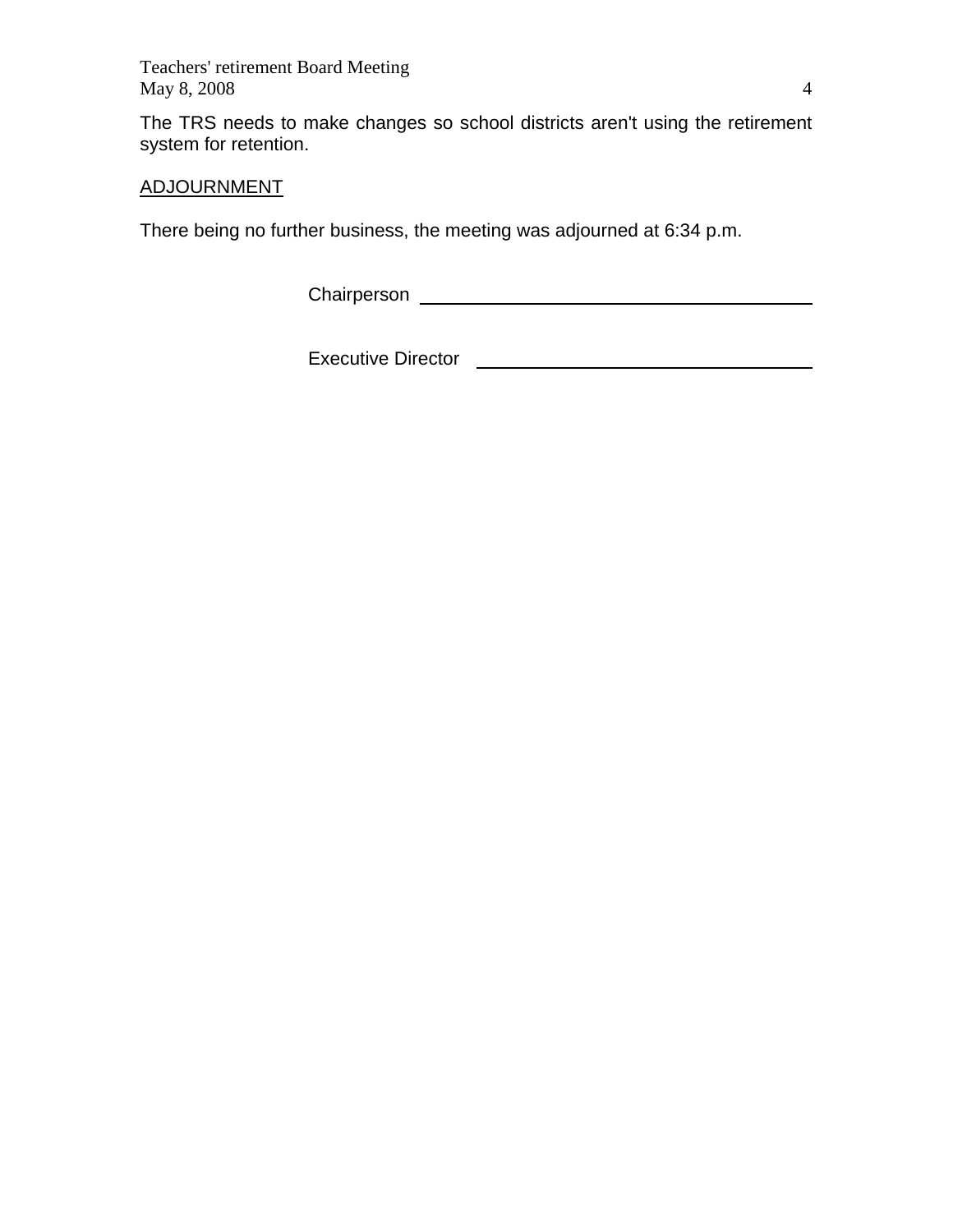The TRS needs to make changes so school districts aren't using the retirement system for retention.

ADJOURNMENT

There being no further business, the meeting was adjourned at 6:34 p.m.

Chairperson ______________________________

Executive Director ______________________________